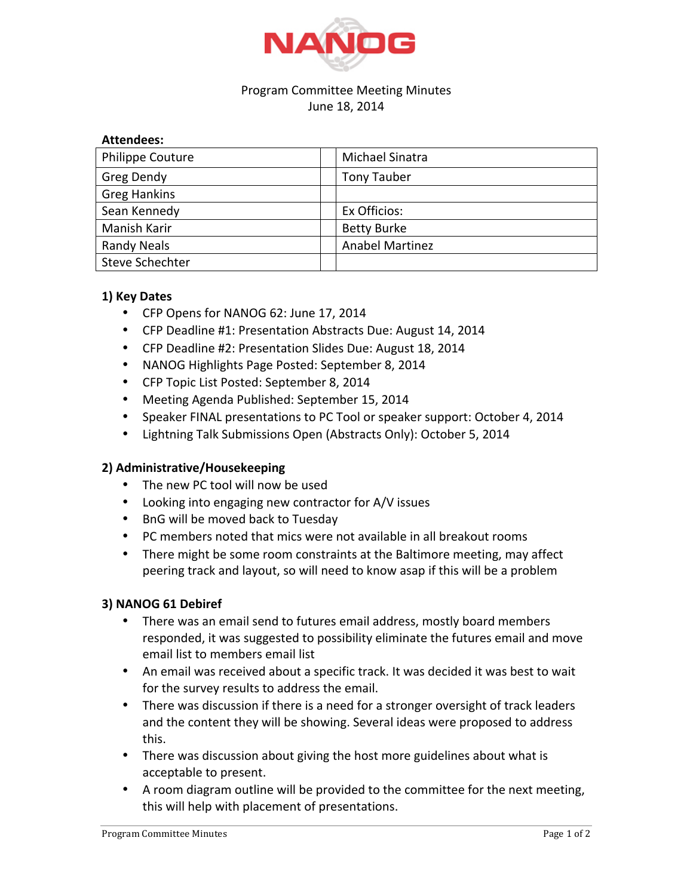# NANOG

Program Committee Meeting Minutes
June 18, 2014

**Attendees:**

| | | |
|---|---|---|
| Philippe Couture | | Michael Sinatra |
| Greg Dendy | | Tony Tauber |
| Greg Hankins | | |
| Sean Kennedy | | Ex Officios: |
| Manish Karir | | Betty Burke |
| Randy Neals | | Anabel Martinez |
| Steve Schechter | | |

## 1) Key Dates

- CFP Opens for NANOG 62: June 17, 2014
- CFP Deadline #1: Presentation Abstracts Due: August 14, 2014
- CFP Deadline #2: Presentation Slides Due: August 18, 2014
- NANOG Highlights Page Posted: September 8, 2014
- CFP Topic List Posted: September 8, 2014
- Meeting Agenda Published: September 15, 2014
- Speaker FINAL presentations to PC Tool or speaker support: October 4, 2014
- Lightning Talk Submissions Open (Abstracts Only): October 5, 2014

## 2) Administrative/Housekeeping

- The new PC tool will now be used
- Looking into engaging new contractor for A/V issues
- BnG will be moved back to Tuesday
- PC members noted that mics were not available in all breakout rooms
- There might be some room constraints at the Baltimore meeting, may affect peering track and layout, so will need to know asap if this will be a problem

## 3) NANOG 61 Debrief

- There was an email send to futures email address, mostly board members responded, it was suggested to possibility eliminate the futures email and move email list to members email list
- An email was received about a specific track. It was decided it was best to wait for the survey results to address the email.
- There was discussion if there is a need for a stronger oversight of track leaders and the content they will be showing. Several ideas were proposed to address this.
- There was discussion about giving the host more guidelines about what is acceptable to present.
- A room diagram outline will be provided to the committee for the next meeting, this will help with placement of presentations.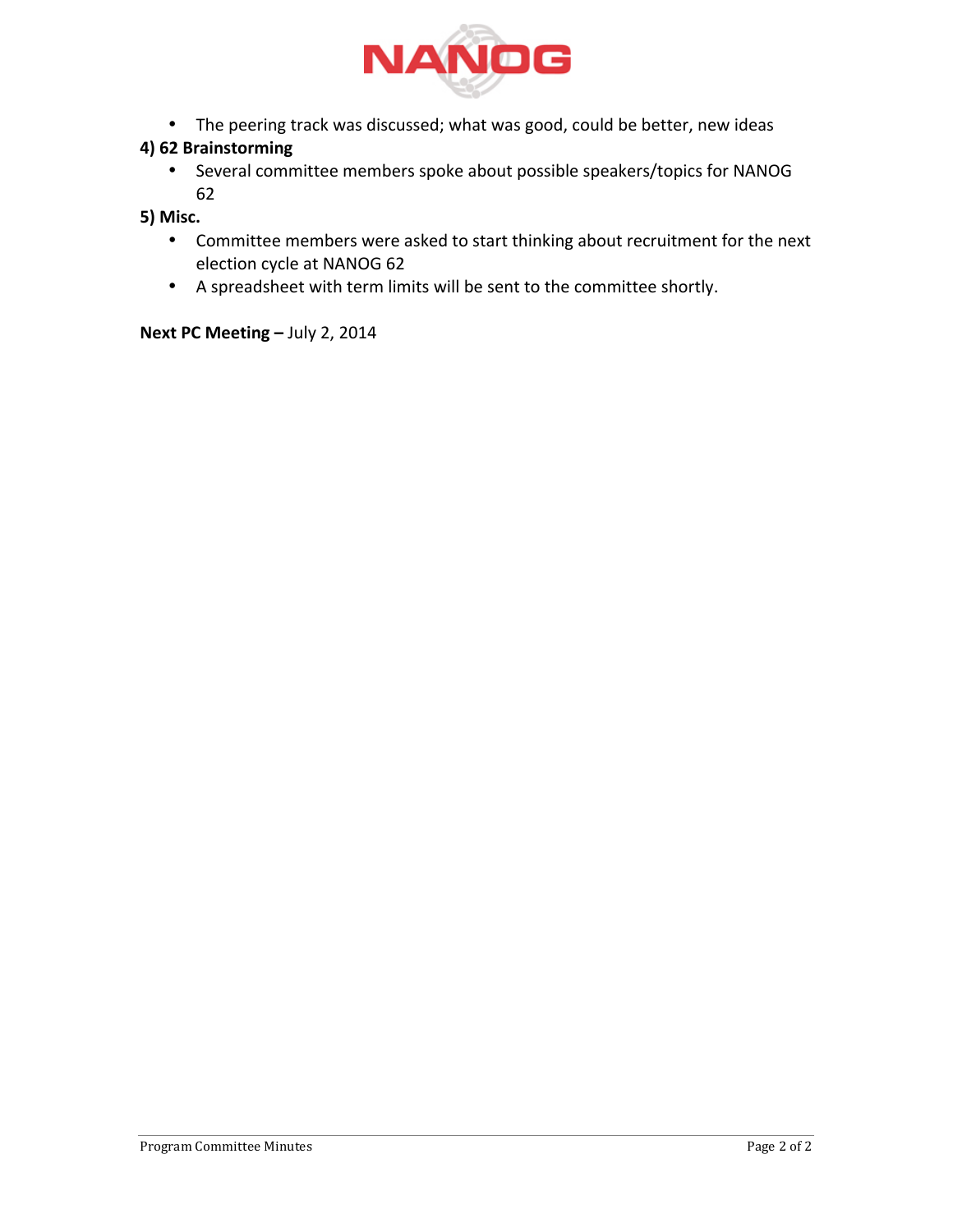- The peering track was discussed; what was good, could be better, new ideas

**4) 62 Brainstorming**

- Several committee members spoke about possible speakers/topics for NANOG 62

**5) Misc.**

- Committee members were asked to start thinking about recruitment for the next election cycle at NANOG 62
- A spreadsheet with term limits will be sent to the committee shortly.

**Next PC Meeting –** July 2, 2014